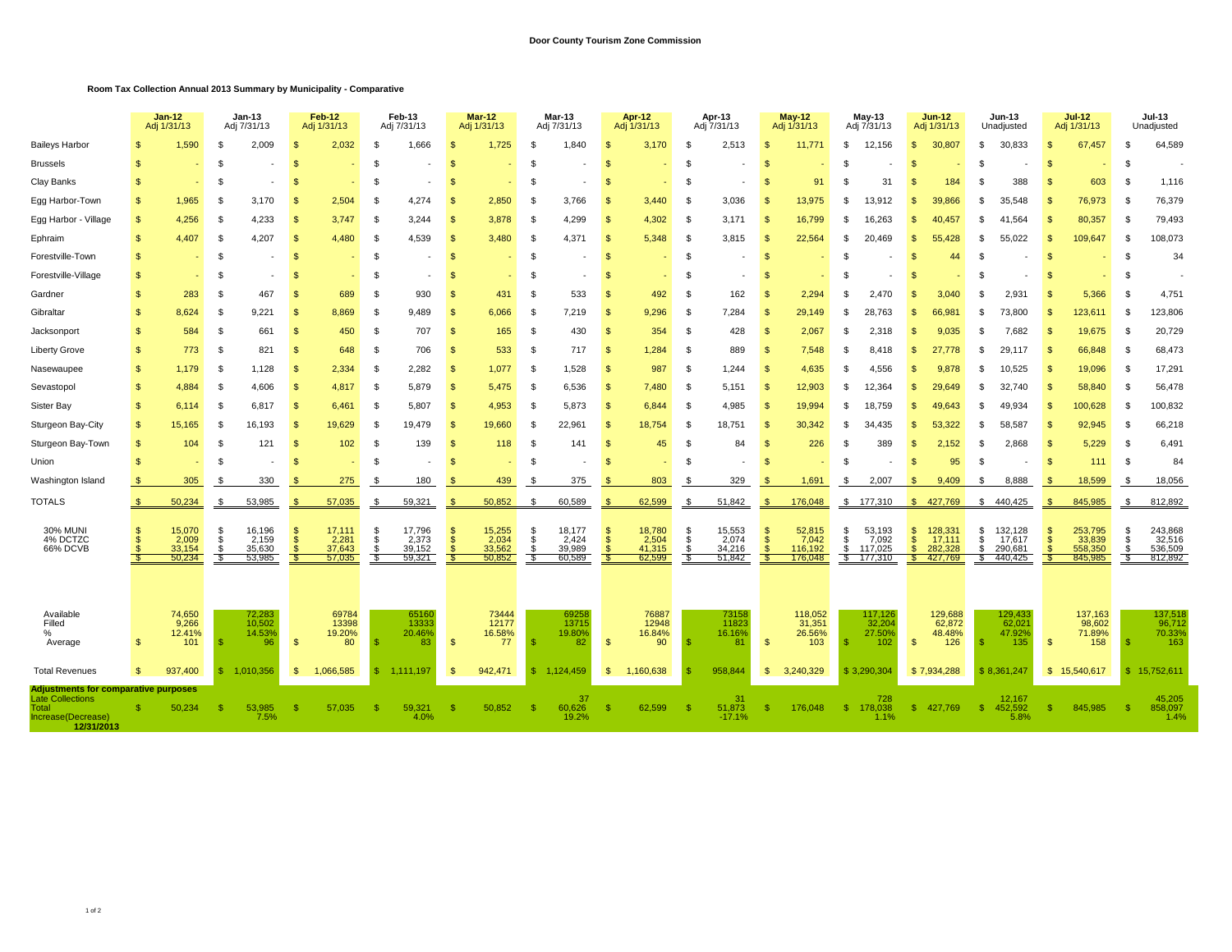**Door County Tourism Zone Commission**

**Room Tax Collection Annual 2013 Summary by Municipality - Comparative**

| | Jan-12 Adj 1/31/13 | Jan-13 Adj 7/31/13 | Feb-12 Adj 1/31/13 | Feb-13 Adj 7/31/13 | Mar-12 Adj 1/31/13 | Mar-13 Adj 7/31/13 | Apr-12 Adj 1/31/13 | Apr-13 Adj 7/31/13 | May-12 Adj 1/31/13 | May-13 Adj 7/31/13 | Jun-12 Adj 1/31/13 | Jun-13 Unadjusted | Jul-12 Adj 1/31/13 | Jul-13 Unadjusted |
|---|---|---|---|---|---|---|---|---|---|---|---|---|---|---|
| Baileys Harbor | $ 1,590 | $ 2,009 | $ 2,032 | $ 1,666 | $ 1,725 | $ 1,840 | $ 3,170 | $ 2,513 | $ 11,771 | $ 12,156 | $ 30,807 | $ 30,833 | $ 67,457 | $ 64,589 |
| Brussels | $ - | $ - | $ - | $ - | $ - | $ - | $ - | $ - | $ - | $ - | $ - | $ - | $ - | $ - |
| Clay Banks | $ - | $ - | $ - | $ - | $ - | $ - | $ - | $ - | $ 91 | $ 31 | $ 184 | $ 388 | $ 603 | $ 1,116 |
| Egg Harbor-Town | $ 1,965 | $ 3,170 | $ 2,504 | $ 4,274 | $ 2,850 | $ 3,766 | $ 3,440 | $ 3,036 | $ 13,975 | $ 13,912 | $ 39,866 | $ 35,548 | $ 76,973 | $ 76,379 |
| Egg Harbor - Village | $ 4,256 | $ 4,233 | $ 3,747 | $ 3,244 | $ 3,878 | $ 4,299 | $ 4,302 | $ 3,171 | $ 16,799 | $ 16,263 | $ 40,457 | $ 41,564 | $ 80,357 | $ 79,493 |
| Ephraim | $ 4,407 | $ 4,207 | $ 4,480 | $ 4,539 | $ 3,480 | $ 4,371 | $ 5,348 | $ 3,815 | $ 22,564 | $ 20,469 | $ 55,428 | $ 55,022 | $ 109,647 | $ 108,073 |
| Forestville-Town | $ - | $ - | $ - | $ - | $ - | $ - | $ - | $ - | $ - | $ - | $ 44 | $ - | $ - | $ 34 |
| Forestville-Village | $ - | $ - | $ - | $ - | $ - | $ - | $ - | $ - | $ - | $ - | $ - | $ - | $ - | $ - |
| Gardner | $ 283 | $ 467 | $ 689 | $ 930 | $ 431 | $ 533 | $ 492 | $ 162 | $ 2,294 | $ 2,470 | $ 3,040 | $ 2,931 | $ 5,366 | $ 4,751 |
| Gibraltar | $ 8,624 | $ 9,221 | $ 8,869 | $ 9,489 | $ 6,066 | $ 7,219 | $ 9,296 | $ 7,284 | $ 29,149 | $ 28,763 | $ 66,981 | $ 73,800 | $ 123,611 | $ 123,806 |
| Jacksonport | $ 584 | $ 661 | $ 450 | $ 707 | $ 165 | $ 430 | $ 354 | $ 428 | $ 2,067 | $ 2,318 | $ 9,035 | $ 7,682 | $ 19,675 | $ 20,729 |
| Liberty Grove | $ 773 | $ 821 | $ 648 | $ 706 | $ 533 | $ 717 | $ 1,284 | $ 889 | $ 7,548 | $ 8,418 | $ 27,778 | $ 29,117 | $ 66,848 | $ 68,473 |
| Nasewaupee | $ 1,179 | $ 1,128 | $ 2,334 | $ 2,282 | $ 1,077 | $ 1,528 | $ 987 | $ 1,244 | $ 4,635 | $ 4,556 | $ 9,878 | $ 10,525 | $ 19,096 | $ 17,291 |
| Sevastopol | $ 4,884 | $ 4,606 | $ 4,817 | $ 5,879 | $ 5,475 | $ 6,536 | $ 7,480 | $ 5,151 | $ 12,903 | $ 12,364 | $ 29,649 | $ 32,740 | $ 58,840 | $ 56,478 |
| Sister Bay | $ 6,114 | $ 6,817 | $ 6,461 | $ 5,807 | $ 4,953 | $ 5,873 | $ 6,844 | $ 4,985 | $ 19,994 | $ 18,759 | $ 49,643 | $ 49,934 | $ 100,628 | $ 100,832 |
| Sturgeon Bay-City | $ 15,165 | $ 16,193 | $ 19,629 | $ 19,479 | $ 19,660 | $ 22,961 | $ 18,754 | $ 18,751 | $ 30,342 | $ 34,435 | $ 53,322 | $ 58,587 | $ 92,945 | $ 66,218 |
| Sturgeon Bay-Town | $ 104 | $ 121 | $ 102 | $ 139 | $ 118 | $ 141 | $ 45 | $ 84 | $ 226 | $ 389 | $ 2,152 | $ 2,868 | $ 5,229 | $ 6,491 |
| Union | $ - | $ - | $ - | $ - | $ - | $ - | $ - | $ - | $ - | $ - | $ 95 | $ - | $ 111 | $ 84 |
| Washington Island | $ 305 | $ 330 | $ 275 | $ 180 | $ 439 | $ 375 | $ 803 | $ 329 | $ 1,691 | $ 2,007 | $ 9,409 | $ 8,888 | $ 18,599 | $ 18,056 |
| TOTALS | $ 50,234 | $ 53,985 | $ 57,035 | $ 59,321 | $ 50,852 | $ 60,589 | $ 62,599 | $ 51,842 | $ 176,048 | $ 177,310 | $ 427,769 | $ 440,425 | $ 845,985 | $ 812,892 |
| 30% MUNI | $ 15,070 | $ 16,196 | $ 17,111 | $ 17,796 | $ 15,255 | $ 18,177 | $ 18,780 | $ 15,553 | $ 52,815 | $ 53,193 | $ 128,331 | $ 132,128 | $ 253,795 | $ 243,868 |
| 4% DCTZC | $ 2,009 | $ 2,159 | $ 2,281 | $ 2,373 | $ 2,034 | $ 2,424 | $ 2,504 | $ 2,074 | $ 7,042 | $ 7,092 | $ 17,111 | $ 17,617 | $ 33,839 | $ 32,516 |
| 66% DCVB | $ 33,154 | $ 35,630 | $ 37,643 | $ 39,152 | $ 33,562 | $ 39,989 | $ 41,315 | $ 34,216 | $ 116,192 | $ 117,025 | $ 282,328 | $ 290,681 | $ 558,350 | $ 536,509 |
| | $ 50,234 | $ 53,985 | $ 57,035 | $ 59,321 | $ 50,852 | $ 60,589 | $ 62,599 | $ 51,842 | $ 176,048 | $ 177,310 | $ 427,769 | $ 440,425 | $ 845,985 | $ 812,892 |
| Available | 74,650 | 72,283 | 69784 | 65160 | 73444 | 69258 | 76887 | 73158 | 118,052 | 117,126 | 129,688 | 129,433 | 137,163 | 137,518 |
| Filled | 9,266 | 10,502 | 13398 | 13333 | 12177 | 13715 | 12948 | 11823 | 31,351 | 32,204 | 62,872 | 62,021 | 98,602 | 96,712 |
| % | 12.41% | 14.53% | 19.20% | 20.46% | 16.58% | 19.80% | 16.84% | 16.16% | 26.56% | 27.50% | 48.48% | 47.92% | 71.89% | 70.33% |
| Average | $ 101 | $ 96 | $ 80 | $ 83 | $ 77 | $ 82 | $ 90 | $ 81 | $ 103 | $ 102 | $ 126 | $ 135 | $ 158 | $ 163 |
| Total Revenues | $ 937,400 | $ 1,010,356 | $ 1,066,585 | $ 1,111,197 | $ 942,471 | $ 1,124,459 | $ 1,160,638 | $ 958,844 | $ 3,240,329 | $ 3,290,304 | $ 7,934,288 | $ 8,361,247 | $ 15,540,617 | $ 15,752,611 |
| **Adjustments for comparative purposes** | | | | | | | | | | | | | | |
| Late Collections | | | | | | 37 | | 31 | | 728 | | 12,167 | | 45,205 |
| Total | $ 50,234 | $ 53,985 | $ 57,035 | $ 59,321 | $ 50,852 | 60,626 | $ 62,599 | 51,873 | $ 176,048 | $ 178,038 | $ 427,769 | $ 452,592 | $ 845,985 | 858,097 |
| Increase(Decrease) | | 7.5% | | 4.0% | | 19.2% | | -17.1% | | 1.1% | | 5.8% | | 1.4% |
| 12/31/2013 | | | | | | | | | | | | | | |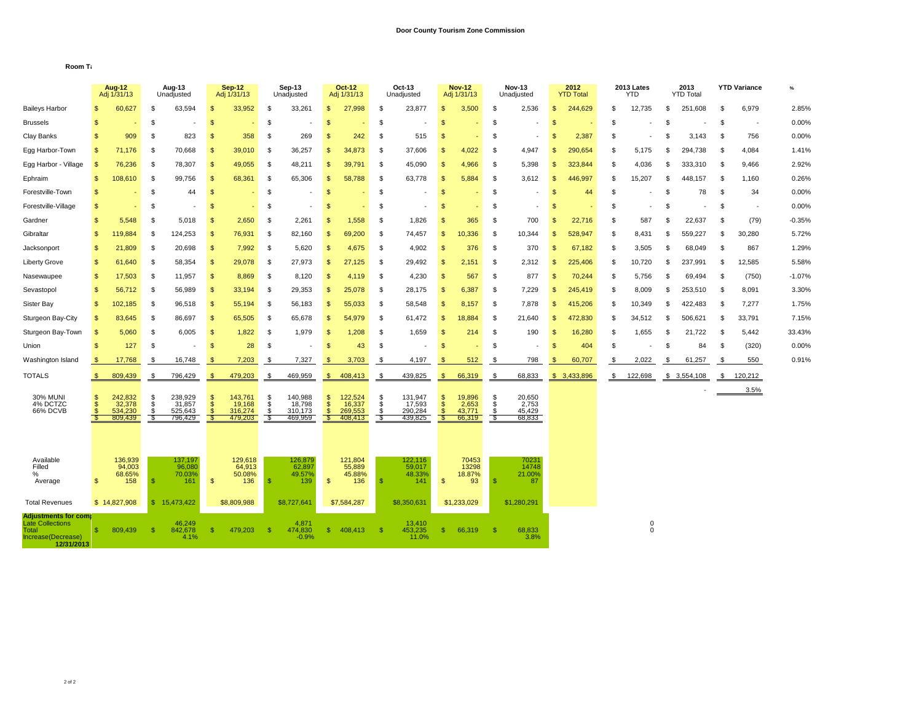## Door County Tourism Zone Commission

**Room Ta**

| | Aug-12 Adj 1/31/13 | Aug-13 Unadjusted | Sep-12 Adj 1/31/13 | Sep-13 Unadjusted | Oct-12 Adj 1/31/13 | Oct-13 Unadjusted | Nov-12 Adj 1/31/13 | Nov-13 Unadjusted | 2012 YTD Total | 2013 Lates YTD | 2013 YTD Total | YTD Variance | % |
|---|---|---|---|---|---|---|---|---|---|---|---|---|---|
| Baileys Harbor | $ 60,627 | $ 63,594 | $ 33,952 | $ 33,261 | $ 27,998 | $ 23,877 | $ 3,500 | $ 2,536 | $ 244,629 | $ 12,735 | $ 251,608 | $ 6,979 | 2.85% |
| Brussels | $ - | $ - | $ - | $ - | $ - | $ - | $ - | $ - | $ - | $ - | $ - | $ - | 0.00% |
| Clay Banks | $ 909 | $ 823 | $ 358 | $ 269 | $ 242 | $ 515 | $ - | $ - | $ 2,387 | $ - | $ 3,143 | $ 756 | 0.00% |
| Egg Harbor-Town | $ 71,176 | $ 70,668 | $ 39,010 | $ 36,257 | $ 34,873 | $ 37,606 | $ 4,022 | $ 4,947 | $ 290,654 | $ 5,175 | $ 294,738 | $ 4,084 | 1.41% |
| Egg Harbor - Village | $ 76,236 | $ 78,307 | $ 49,055 | $ 48,211 | $ 39,791 | $ 45,090 | $ 4,966 | $ 5,398 | $ 323,844 | $ 4,036 | $ 333,310 | $ 9,466 | 2.92% |
| Ephraim | $ 108,610 | $ 99,756 | $ 68,361 | $ 65,306 | $ 58,788 | $ 63,778 | $ 5,884 | $ 3,612 | $ 446,997 | $ 15,207 | $ 448,157 | $ 1,160 | 0.26% |
| Forestville-Town | $ - | $ 44 | $ - | $ - | $ - | $ - | $ - | $ - | $ 44 | $ - | $ 78 | $ 34 | 0.00% |
| Forestville-Village | $ - | $ - | $ - | $ - | $ - | $ - | $ - | $ - | $ - | $ - | $ - | $ - | 0.00% |
| Gardner | $ 5,548 | $ 5,018 | $ 2,650 | $ 2,261 | $ 1,558 | $ 1,826 | $ 365 | $ 700 | $ 22,716 | $ 587 | $ 22,637 | $ (79) | -0.35% |
| Gibraltar | $ 119,884 | $ 124,253 | $ 76,931 | $ 82,160 | $ 69,200 | $ 74,457 | $ 10,336 | $ 10,344 | $ 528,947 | $ 8,431 | $ 559,227 | $ 30,280 | 5.72% |
| Jacksonport | $ 21,809 | $ 20,698 | $ 7,992 | $ 5,620 | $ 4,675 | $ 4,902 | $ 376 | $ 370 | $ 67,182 | $ 3,505 | $ 68,049 | $ 867 | 1.29% |
| Liberty Grove | $ 61,640 | $ 58,354 | $ 29,078 | $ 27,973 | $ 27,125 | $ 29,492 | $ 2,151 | $ 2,312 | $ 225,406 | $ 10,720 | $ 237,991 | $ 12,585 | 5.58% |
| Nasewaupee | $ 17,503 | $ 11,957 | $ 8,869 | $ 8,120 | $ 4,119 | $ 4,230 | $ 567 | $ 877 | $ 70,244 | $ 5,756 | $ 69,494 | $ (750) | -1.07% |
| Sevastopol | $ 56,712 | $ 56,989 | $ 33,194 | $ 29,353 | $ 25,078 | $ 28,175 | $ 6,387 | $ 7,229 | $ 245,419 | $ 8,009 | $ 253,510 | $ 8,091 | 3.30% |
| Sister Bay | $ 102,185 | $ 96,518 | $ 55,194 | $ 56,183 | $ 55,033 | $ 58,548 | $ 8,157 | $ 7,878 | $ 415,206 | $ 10,349 | $ 422,483 | $ 7,277 | 1.75% |
| Sturgeon Bay-City | $ 83,645 | $ 86,697 | $ 65,505 | $ 65,678 | $ 54,979 | $ 61,472 | $ 18,884 | $ 21,640 | $ 472,830 | $ 34,512 | $ 506,621 | $ 33,791 | 7.15% |
| Sturgeon Bay-Town | $ 5,060 | $ 6,005 | $ 1,822 | $ 1,979 | $ 1,208 | $ 1,659 | $ 214 | $ 190 | $ 16,280 | $ 1,655 | $ 21,722 | $ 5,442 | 33.43% |
| Union | $ 127 | $ - | $ 28 | $ - | $ 43 | $ - | $ - | $ - | $ 404 | $ - | $ 84 | $ (320) | 0.00% |
| Washington Island | $ 17,768 | $ 16,748 | $ 7,203 | $ 7,327 | $ 3,703 | $ 4,197 | $ 512 | $ 798 | $ 60,707 | $ 2,022 | $ 61,257 | $ 550 | 0.91% |
| TOTALS | $ 809,439 | $ 796,429 | $ 479,203 | $ 469,959 | $ 408,413 | $ 439,825 | $ 66,319 | $ 68,833 | $ 3,433,896 | $ 122,698 | $ 3,554,108 | $ 120,212 | |
| | | | | | | | | | | | - | 3.5% | |
| 30% MUNI | $ 242,832 | $ 238,929 | $ 143,761 | $ 140,988 | $ 122,524 | $ 131,947 | $ 19,896 | $ 20,650 | | | | | |
| 4% DCTZC | $ 32,378 | $ 31,857 | $ 19,168 | $ 18,798 | $ 16,337 | $ 17,593 | $ 2,653 | $ 2,753 | | | | | |
| 66% DCVB | $ 534,230 | $ 525,643 | $ 316,274 | $ 310,173 | $ 269,553 | $ 290,284 | $ 43,771 | $ 45,429 | | | | | |
| | $ 809,439 | $ 796,429 | $ 479,203 | $ 469,959 | $ 408,413 | $ 439,825 | $ 66,319 | $ 68,833 | | | | | |
| Available | 136,939 | 137,197 | 129,618 | 126,879 | 121,804 | 122,116 | 70453 | 70231 | | | | | |
| Filled | 94,003 | 96,080 | 64,913 | 62,897 | 55,889 | 59,017 | 13298 | 14748 | | | | | |
| % | 68.65% | 70.03% | 50.08% | 49.57% | 45.88% | 48.33% | 18.87% | 21.00% | | | | | |
| Average | $ 158 | $ 161 | $ 136 | $ 139 | $ 136 | $ 141 | $ 93 | $ 87 | | | | | |
| Total Revenues | $ 14,827,908 | $ 15,473,422 | $8,809,988 | $8,727,641 | $7,584,287 | $8,350,631 | $1,233,029 | $1,280,291 | | | | | |
| **Adjustments for comp** | | | | | | | | | | | | | |
| Late Collections | | 46,249 | | 4,871 | | 13,410 | | | | 0 | | | |
| Total | $ 809,439 | $ 842,678 | $ 479,203 | $ 474,830 | $ 408,413 | $ 453,235 | $ 66,319 | $ 68,833 | | 0 | | | |
| Increase(Decrease) | | 4.1% | | -0.9% | | 11.0% | | 3.8% | | | | | |
| **12/31/2013** | | | | | | | | | | | | | |